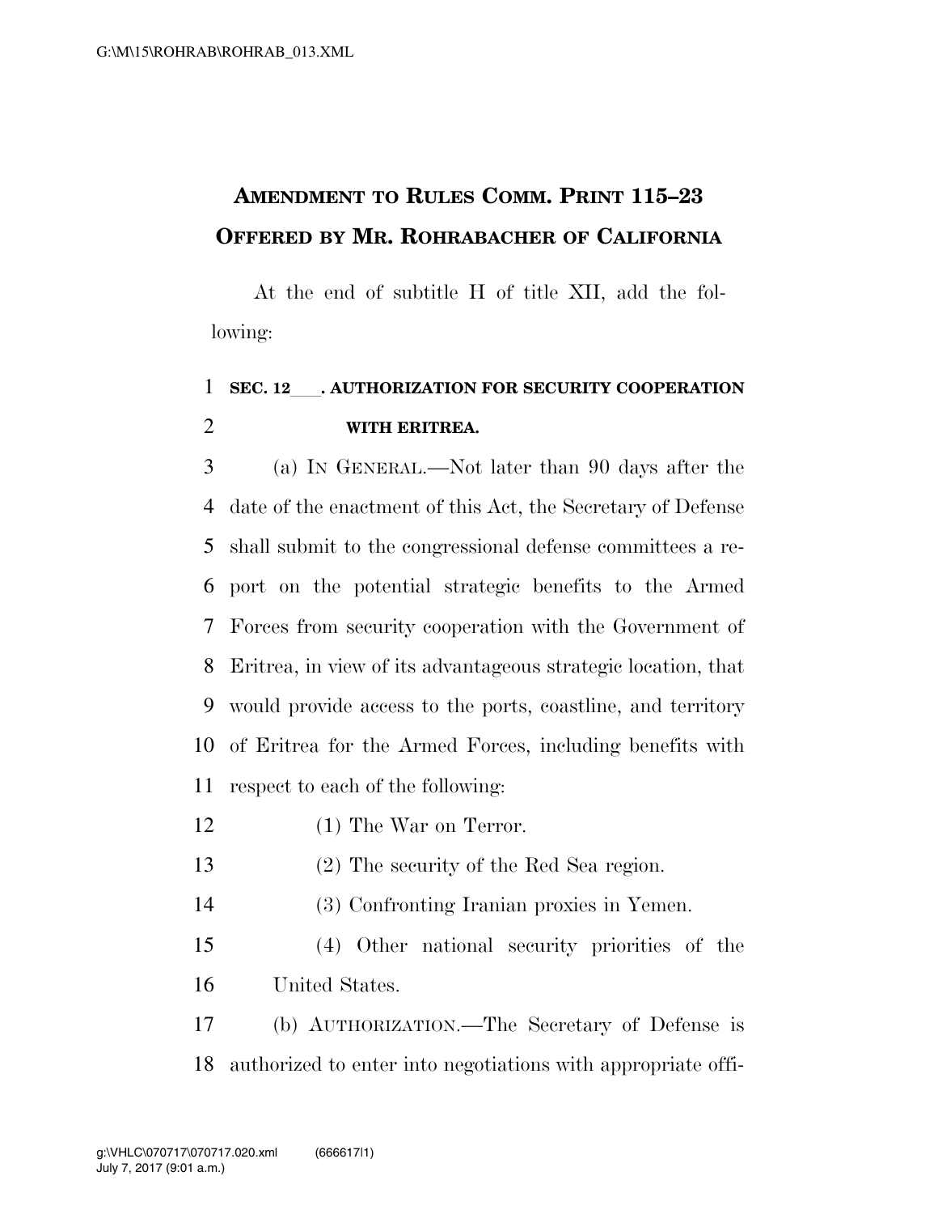## AMENDMENT TO RULES COMM. PRINT 115–23
## OFFERED BY MR. ROHRABACHER OF CALIFORNIA

At the end of subtitle H of title XII, add the following:

**SEC. 12___. AUTHORIZATION FOR SECURITY COOPERATION WITH ERITREA.**

(a) IN GENERAL.—Not later than 90 days after the date of the enactment of this Act, the Secretary of Defense shall submit to the congressional defense committees a report on the potential strategic benefits to the Armed Forces from security cooperation with the Government of Eritrea, in view of its advantageous strategic location, that would provide access to the ports, coastline, and territory of Eritrea for the Armed Forces, including benefits with respect to each of the following:

(1) The War on Terror.

(2) The security of the Red Sea region.

(3) Confronting Iranian proxies in Yemen.

(4) Other national security priorities of the United States.

(b) AUTHORIZATION.—The Secretary of Defense is authorized to enter into negotiations with appropriate offi-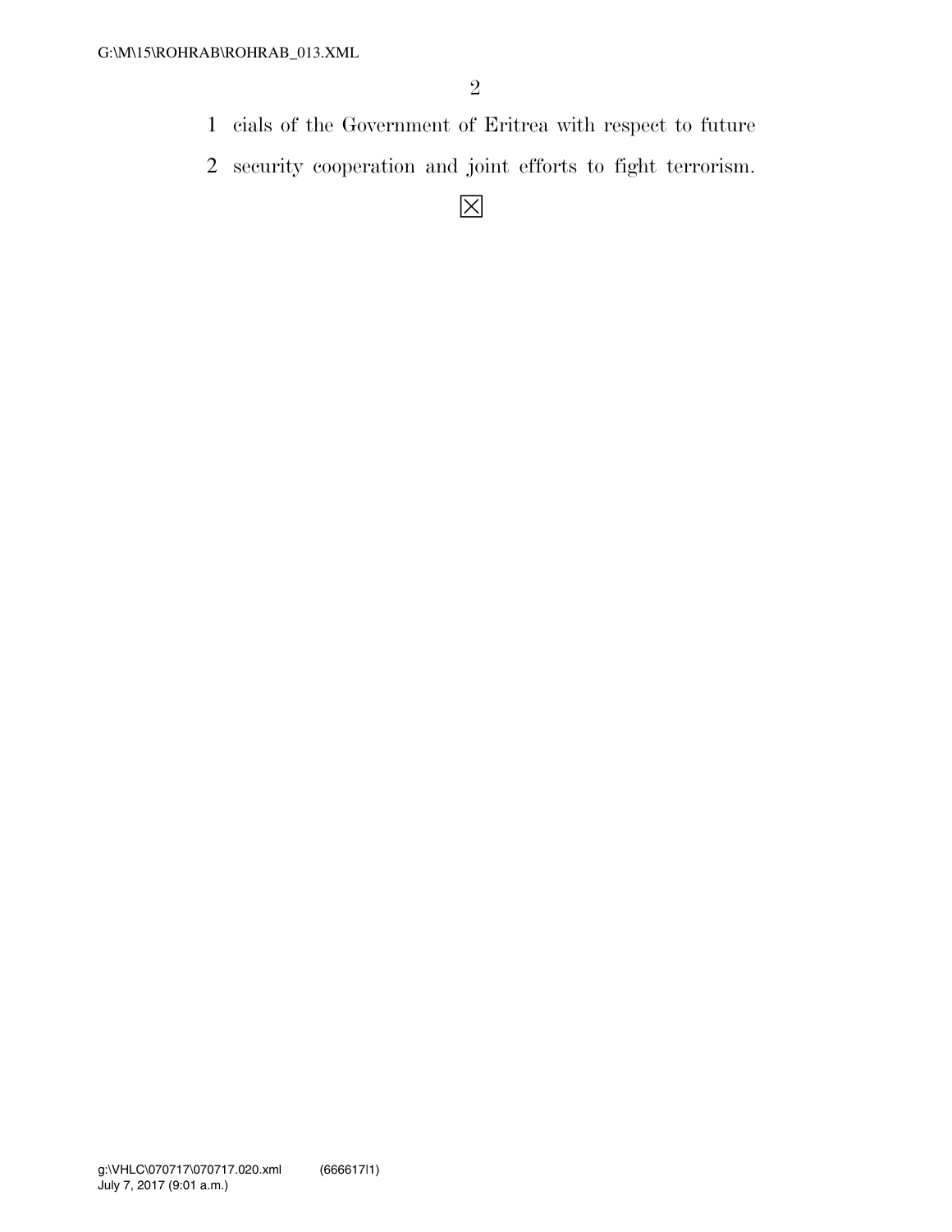cials of the Government of Eritrea with respect to future security cooperation and joint efforts to fight terrorism.